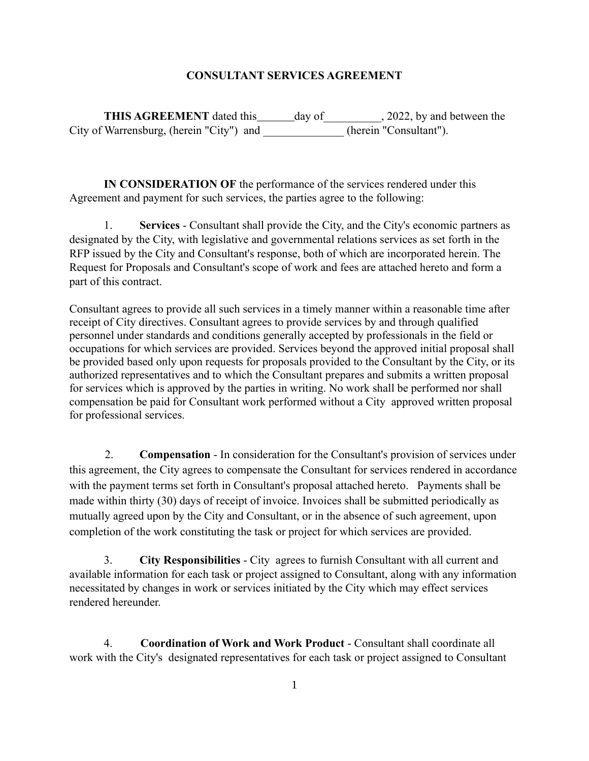# CONSULTANT SERVICES AGREEMENT

**THIS AGREEMENT** dated this\_\_\_\_\_\_day of\_\_\_\_\_\_\_\_\_\_, 2022, by and between the City of Warrensburg, (herein "City") and \_\_\_\_\_\_\_\_\_\_\_\_\_\_ (herein "Consultant").

**IN CONSIDERATION OF** the performance of the services rendered under this Agreement and payment for such services, the parties agree to the following:

1. **Services** - Consultant shall provide the City, and the City's economic partners as designated by the City, with legislative and governmental relations services as set forth in the RFP issued by the City and Consultant's response, both of which are incorporated herein. The Request for Proposals and Consultant's scope of work and fees are attached hereto and form a part of this contract.

Consultant agrees to provide all such services in a timely manner within a reasonable time after receipt of City directives. Consultant agrees to provide services by and through qualified personnel under standards and conditions generally accepted by professionals in the field or occupations for which services are provided. Services beyond the approved initial proposal shall be provided based only upon requests for proposals provided to the Consultant by the City, or its authorized representatives and to which the Consultant prepares and submits a written proposal for services which is approved by the parties in writing. No work shall be performed nor shall compensation be paid for Consultant work performed without a City approved written proposal for professional services.

2. **Compensation** - In consideration for the Consultant's provision of services under this agreement, the City agrees to compensate the Consultant for services rendered in accordance with the payment terms set forth in Consultant's proposal attached hereto. Payments shall be made within thirty (30) days of receipt of invoice. Invoices shall be submitted periodically as mutually agreed upon by the City and Consultant, or in the absence of such agreement, upon completion of the work constituting the task or project for which services are provided.

3. **City Responsibilities** - City agrees to furnish Consultant with all current and available information for each task or project assigned to Consultant, along with any information necessitated by changes in work or services initiated by the City which may effect services rendered hereunder.

4. **Coordination of Work and Work Product** - Consultant shall coordinate all work with the City's designated representatives for each task or project assigned to Consultant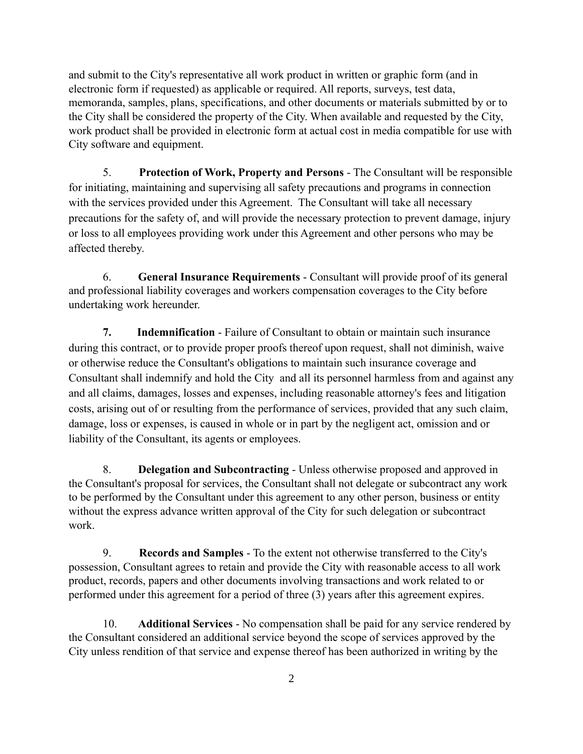and submit to the City's representative all work product in written or graphic form (and in electronic form if requested) as applicable or required. All reports, surveys, test data, memoranda, samples, plans, specifications, and other documents or materials submitted by or to the City shall be considered the property of the City. When available and requested by the City, work product shall be provided in electronic form at actual cost in media compatible for use with City software and equipment.

5. **Protection of Work, Property and Persons** - The Consultant will be responsible for initiating, maintaining and supervising all safety precautions and programs in connection with the services provided under this Agreement. The Consultant will take all necessary precautions for the safety of, and will provide the necessary protection to prevent damage, injury or loss to all employees providing work under this Agreement and other persons who may be affected thereby.

6. **General Insurance Requirements** - Consultant will provide proof of its general and professional liability coverages and workers compensation coverages to the City before undertaking work hereunder.

**7. Indemnification** - Failure of Consultant to obtain or maintain such insurance during this contract, or to provide proper proofs thereof upon request, shall not diminish, waive or otherwise reduce the Consultant's obligations to maintain such insurance coverage and Consultant shall indemnify and hold the City and all its personnel harmless from and against any and all claims, damages, losses and expenses, including reasonable attorney's fees and litigation costs, arising out of or resulting from the performance of services, provided that any such claim, damage, loss or expenses, is caused in whole or in part by the negligent act, omission and or liability of the Consultant, its agents or employees.

8. **Delegation and Subcontracting** - Unless otherwise proposed and approved in the Consultant's proposal for services, the Consultant shall not delegate or subcontract any work to be performed by the Consultant under this agreement to any other person, business or entity without the express advance written approval of the City for such delegation or subcontract work.

9. **Records and Samples** - To the extent not otherwise transferred to the City's possession, Consultant agrees to retain and provide the City with reasonable access to all work product, records, papers and other documents involving transactions and work related to or performed under this agreement for a period of three (3) years after this agreement expires.

10. **Additional Services** - No compensation shall be paid for any service rendered by the Consultant considered an additional service beyond the scope of services approved by the City unless rendition of that service and expense thereof has been authorized in writing by the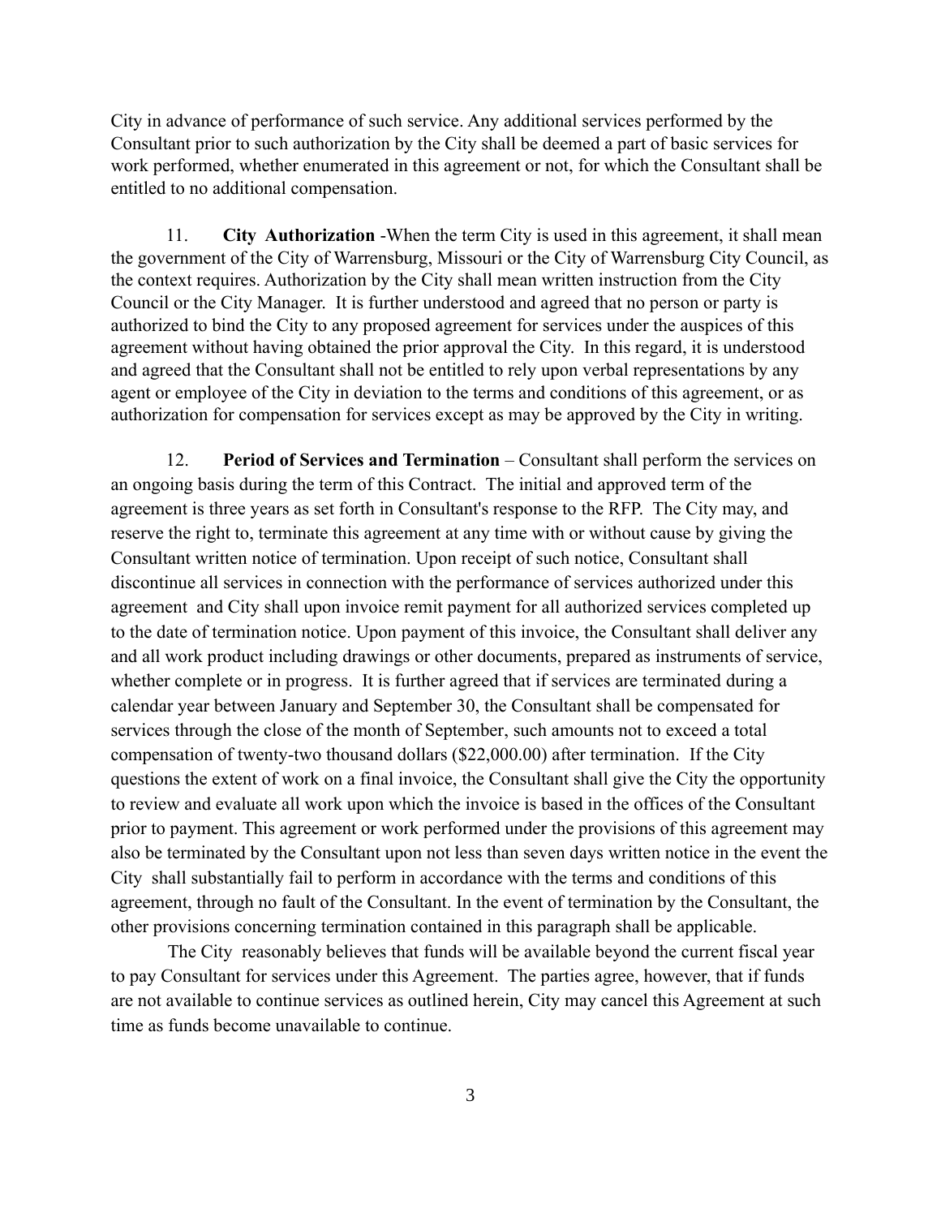City in advance of performance of such service. Any additional services performed by the Consultant prior to such authorization by the City shall be deemed a part of basic services for work performed, whether enumerated in this agreement or not, for which the Consultant shall be entitled to no additional compensation.

11. **City Authorization** -When the term City is used in this agreement, it shall mean the government of the City of Warrensburg, Missouri or the City of Warrensburg City Council, as the context requires. Authorization by the City shall mean written instruction from the City Council or the City Manager. It is further understood and agreed that no person or party is authorized to bind the City to any proposed agreement for services under the auspices of this agreement without having obtained the prior approval the City. In this regard, it is understood and agreed that the Consultant shall not be entitled to rely upon verbal representations by any agent or employee of the City in deviation to the terms and conditions of this agreement, or as authorization for compensation for services except as may be approved by the City in writing.

12. **Period of Services and Termination** – Consultant shall perform the services on an ongoing basis during the term of this Contract. The initial and approved term of the agreement is three years as set forth in Consultant's response to the RFP. The City may, and reserve the right to, terminate this agreement at any time with or without cause by giving the Consultant written notice of termination. Upon receipt of such notice, Consultant shall discontinue all services in connection with the performance of services authorized under this agreement and City shall upon invoice remit payment for all authorized services completed up to the date of termination notice. Upon payment of this invoice, the Consultant shall deliver any and all work product including drawings or other documents, prepared as instruments of service, whether complete or in progress. It is further agreed that if services are terminated during a calendar year between January and September 30, the Consultant shall be compensated for services through the close of the month of September, such amounts not to exceed a total compensation of twenty-two thousand dollars ($22,000.00) after termination. If the City questions the extent of work on a final invoice, the Consultant shall give the City the opportunity to review and evaluate all work upon which the invoice is based in the offices of the Consultant prior to payment. This agreement or work performed under the provisions of this agreement may also be terminated by the Consultant upon not less than seven days written notice in the event the City shall substantially fail to perform in accordance with the terms and conditions of this agreement, through no fault of the Consultant. In the event of termination by the Consultant, the other provisions concerning termination contained in this paragraph shall be applicable.

The City reasonably believes that funds will be available beyond the current fiscal year to pay Consultant for services under this Agreement. The parties agree, however, that if funds are not available to continue services as outlined herein, City may cancel this Agreement at such time as funds become unavailable to continue.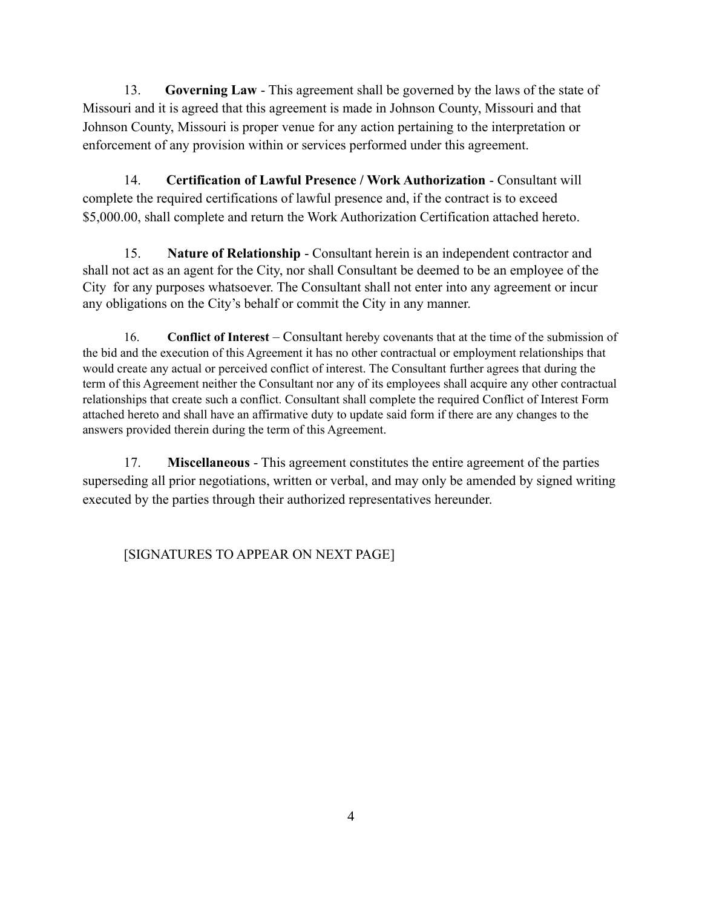13. **Governing Law** - This agreement shall be governed by the laws of the state of Missouri and it is agreed that this agreement is made in Johnson County, Missouri and that Johnson County, Missouri is proper venue for any action pertaining to the interpretation or enforcement of any provision within or services performed under this agreement.

14. **Certification of Lawful Presence / Work Authorization** - Consultant will complete the required certifications of lawful presence and, if the contract is to exceed $5,000.00, shall complete and return the Work Authorization Certification attached hereto.

15. **Nature of Relationship** - Consultant herein is an independent contractor and shall not act as an agent for the City, nor shall Consultant be deemed to be an employee of the City for any purposes whatsoever. The Consultant shall not enter into any agreement or incur any obligations on the City's behalf or commit the City in any manner.

16. **Conflict of Interest** – Consultant hereby covenants that at the time of the submission of the bid and the execution of this Agreement it has no other contractual or employment relationships that would create any actual or perceived conflict of interest. The Consultant further agrees that during the term of this Agreement neither the Consultant nor any of its employees shall acquire any other contractual relationships that create such a conflict. Consultant shall complete the required Conflict of Interest Form attached hereto and shall have an affirmative duty to update said form if there are any changes to the answers provided therein during the term of this Agreement.

17. **Miscellaneous** - This agreement constitutes the entire agreement of the parties superseding all prior negotiations, written or verbal, and may only be amended by signed writing executed by the parties through their authorized representatives hereunder.

[SIGNATURES TO APPEAR ON NEXT PAGE]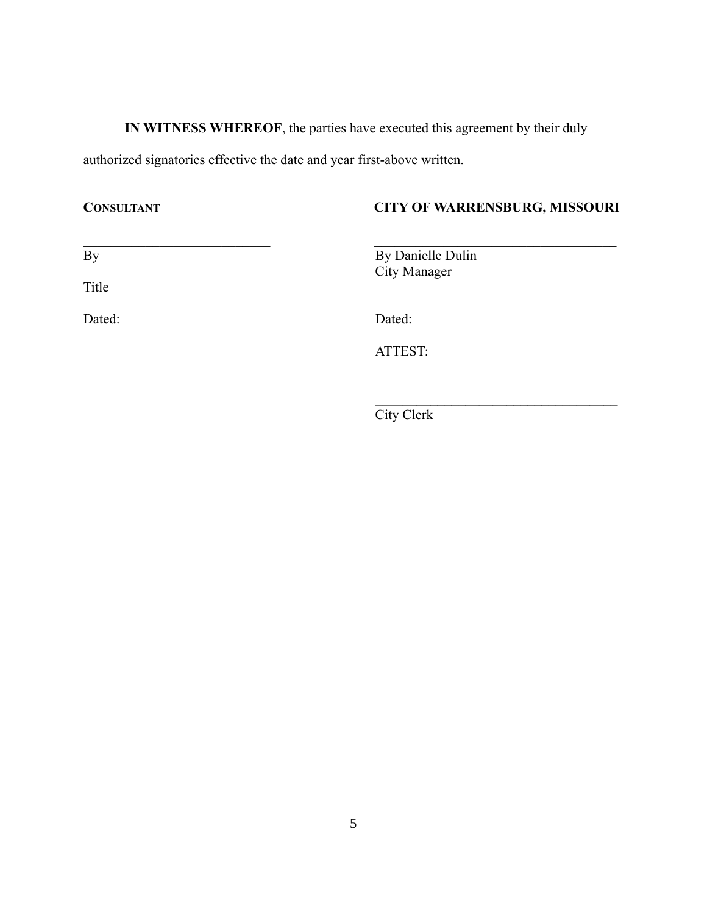**IN WITNESS WHEREOF**, the parties have executed this agreement by their duly authorized signatories effective the date and year first-above written.

| **CONSULTANT** | **CITY OF WARRENSBURG, MISSOURI** |
|---|---|
| ___________________________ | ___________________________________ |
| By | By Danielle Dulin |
| | City Manager |
| Title | |
| Dated: | Dated: |
| | ATTEST: |
| | ___________________________________ |
| | City Clerk |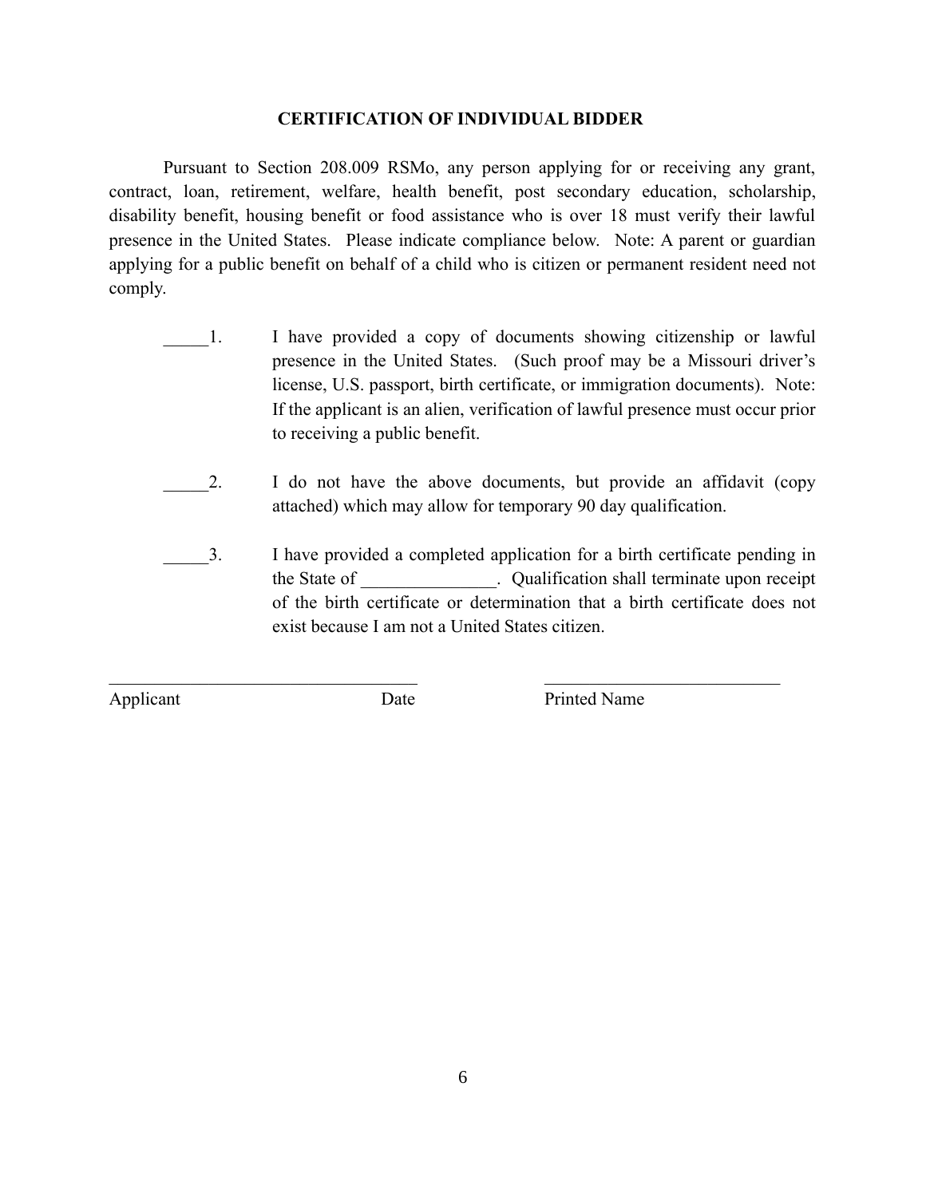**CERTIFICATION OF INDIVIDUAL BIDDER**

Pursuant to Section 208.009 RSMo, any person applying for or receiving any grant, contract, loan, retirement, welfare, health benefit, post secondary education, scholarship, disability benefit, housing benefit or food assistance who is over 18 must verify their lawful presence in the United States. Please indicate compliance below. Note: A parent or guardian applying for a public benefit on behalf of a child who is citizen or permanent resident need not comply.

_____1. I have provided a copy of documents showing citizenship or lawful presence in the United States. (Such proof may be a Missouri driver's license, U.S. passport, birth certificate, or immigration documents). Note: If the applicant is an alien, verification of lawful presence must occur prior to receiving a public benefit.

_____2. I do not have the above documents, but provide an affidavit (copy attached) which may allow for temporary 90 day qualification.

_____3. I have provided a completed application for a birth certificate pending in the State of _______________. Qualification shall terminate upon receipt of the birth certificate or determination that a birth certificate does not exist because I am not a United States citizen.

___________________________________ ___________________________

Applicant Date Printed Name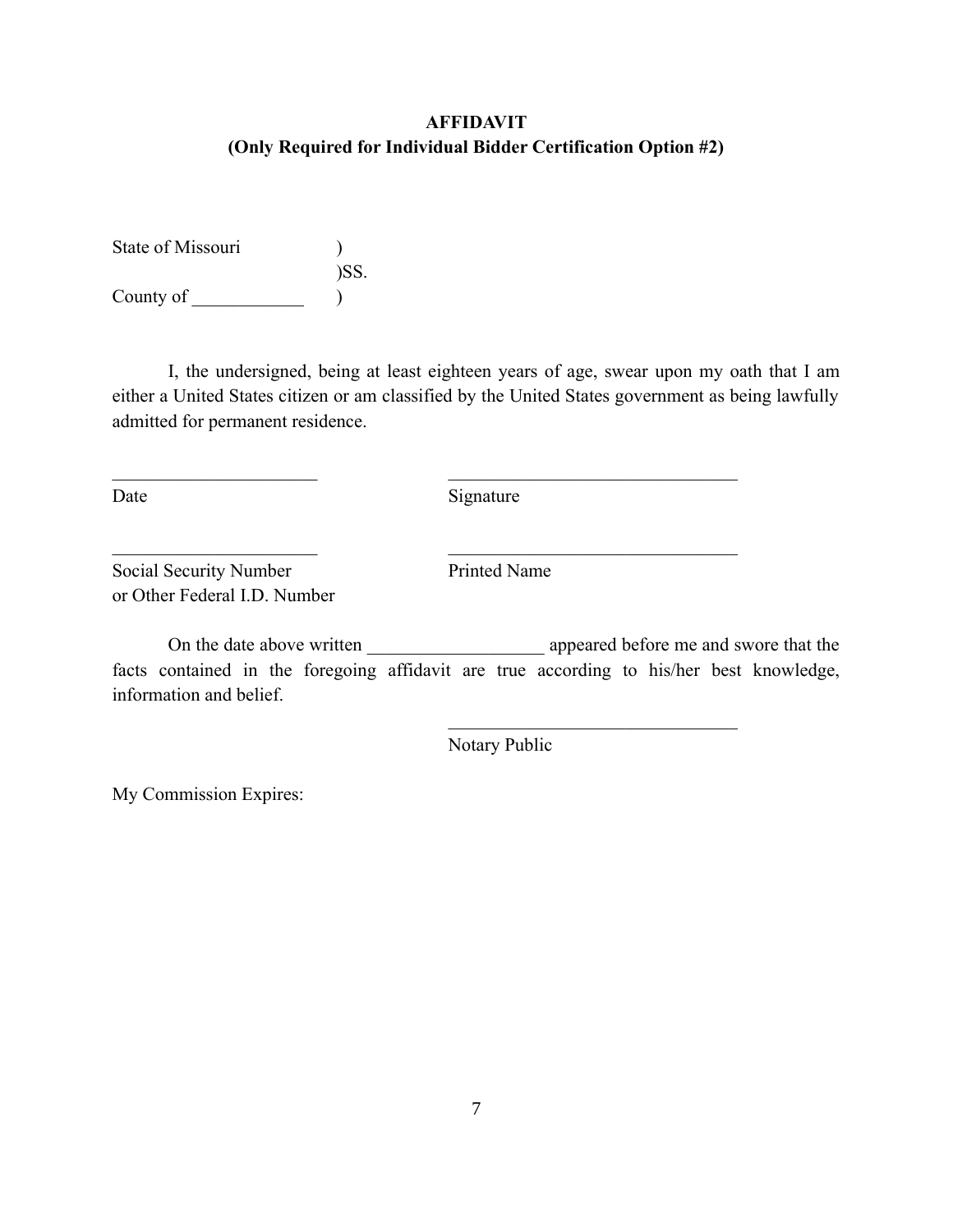**AFFIDAVIT**
**(Only Required for Individual Bidder Certification Option #2)**

State of Missouri )
)SS.
County of ____________ )

I, the undersigned, being at least eighteen years of age, swear upon my oath that I am either a United States citizen or am classified by the United States government as being lawfully admitted for permanent residence.

_______________________ _________________________________
Date Signature

_______________________ _________________________________
Social Security Number Printed Name
or Other Federal I.D. Number

On the date above written ___________________ appeared before me and swore that the facts contained in the foregoing affidavit are true according to his/her best knowledge, information and belief.

_________________________________
Notary Public

My Commission Expires: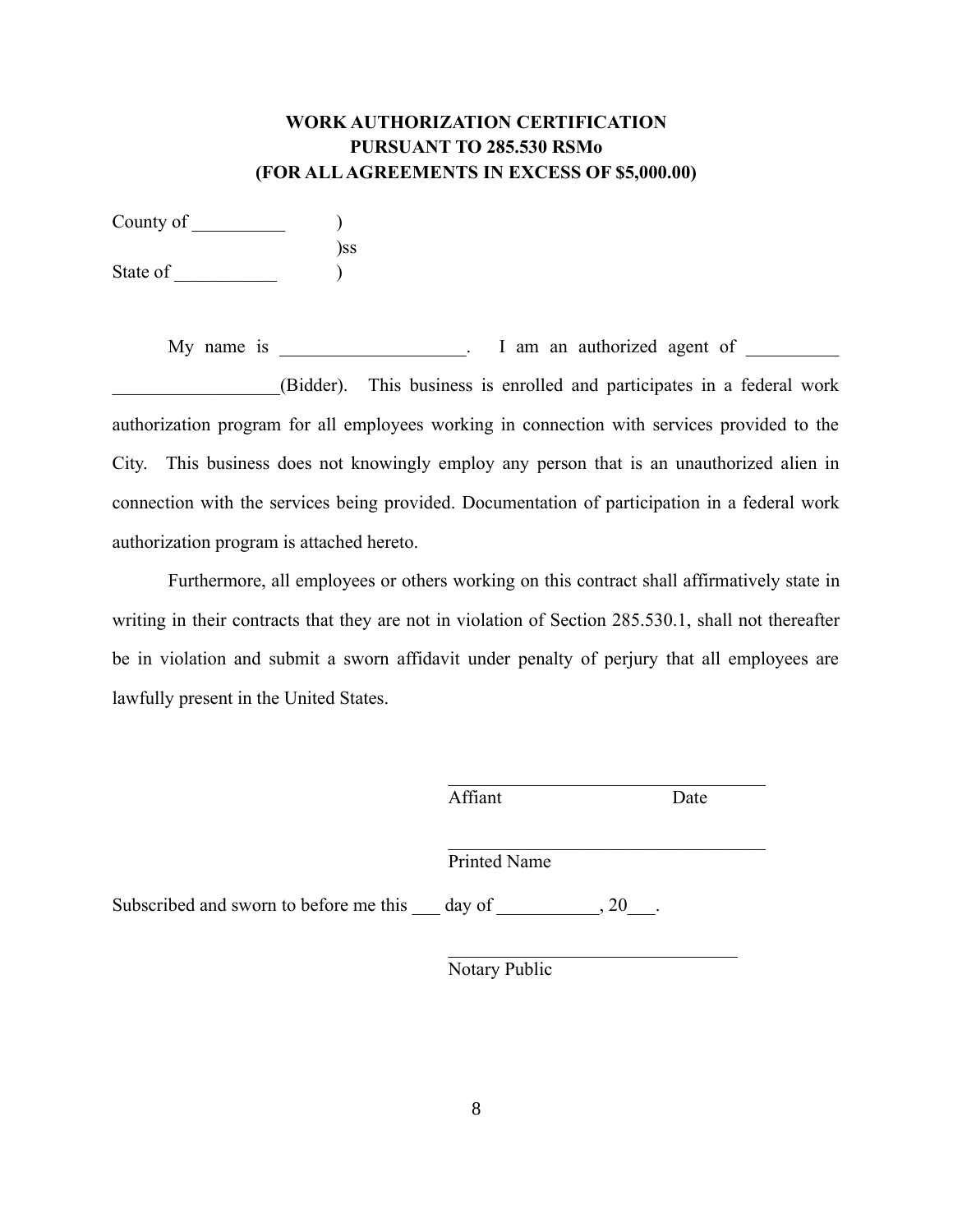**WORK AUTHORIZATION CERTIFICATION**
**PURSUANT TO 285.530 RSMo**
**(FOR ALL AGREEMENTS IN EXCESS OF $5,000.00)**

County of __________ )
)ss
State of ___________ )

My name is ____________________. I am an authorized agent of __________ __________________(Bidder). This business is enrolled and participates in a federal work authorization program for all employees working in connection with services provided to the City. This business does not knowingly employ any person that is an unauthorized alien in connection with the services being provided. Documentation of participation in a federal work authorization program is attached hereto.

Furthermore, all employees or others working on this contract shall affirmatively state in writing in their contracts that they are not in violation of Section 285.530.1, shall not thereafter be in violation and submit a sworn affidavit under penalty of perjury that all employees are lawfully present in the United States.

____________________________________
Affiant Date

____________________________________
Printed Name

Subscribed and sworn to before me this ___ day of ___________, 20___.

________________________________
Notary Public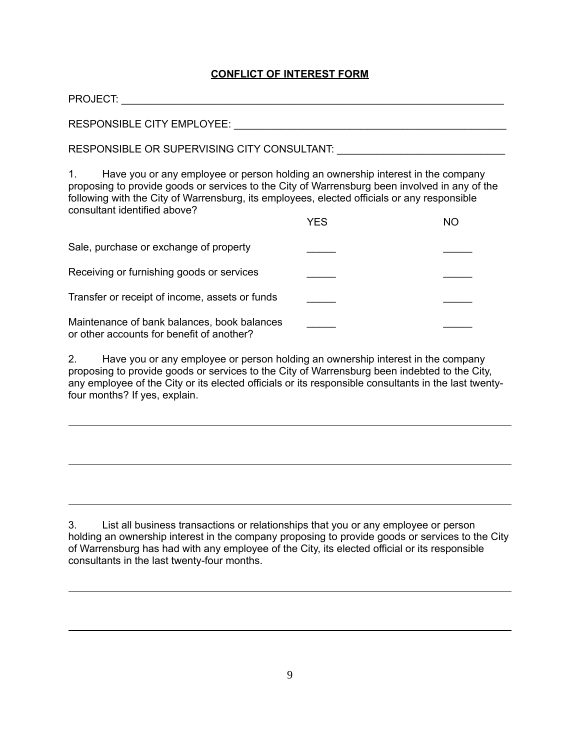**CONFLICT OF INTEREST FORM**

PROJECT: ____________________________________________________________________

RESPONSIBLE CITY EMPLOYEE: ______________________________________________

RESPONSIBLE OR SUPERVISING CITY CONSULTANT: ____________________________

1. Have you or any employee or person holding an ownership interest in the company proposing to provide goods or services to the City of Warrensburg been involved in any of the following with the City of Warrensburg, its employees, elected officials or any responsible consultant identified above?

| | YES | NO |
|---|---|---|
| Sale, purchase or exchange of property | _____ | _____ |
| Receiving or furnishing goods or services | _____ | _____ |
| Transfer or receipt of income, assets or funds | _____ | _____ |
| Maintenance of bank balances, book balances or other accounts for benefit of another? | _____ | _____ |

2. Have you or any employee or person holding an ownership interest in the company proposing to provide goods or services to the City of Warrensburg been indebted to the City, any employee of the City or its elected officials or its responsible consultants in the last twenty-four months? If yes, explain.

______________________________________________________________________________

______________________________________________________________________________

______________________________________________________________________________

3. List all business transactions or relationships that you or any employee or person holding an ownership interest in the company proposing to provide goods or services to the City of Warrensburg has had with any employee of the City, its elected official or its responsible consultants in the last twenty-four months.

______________________________________________________________________________

______________________________________________________________________________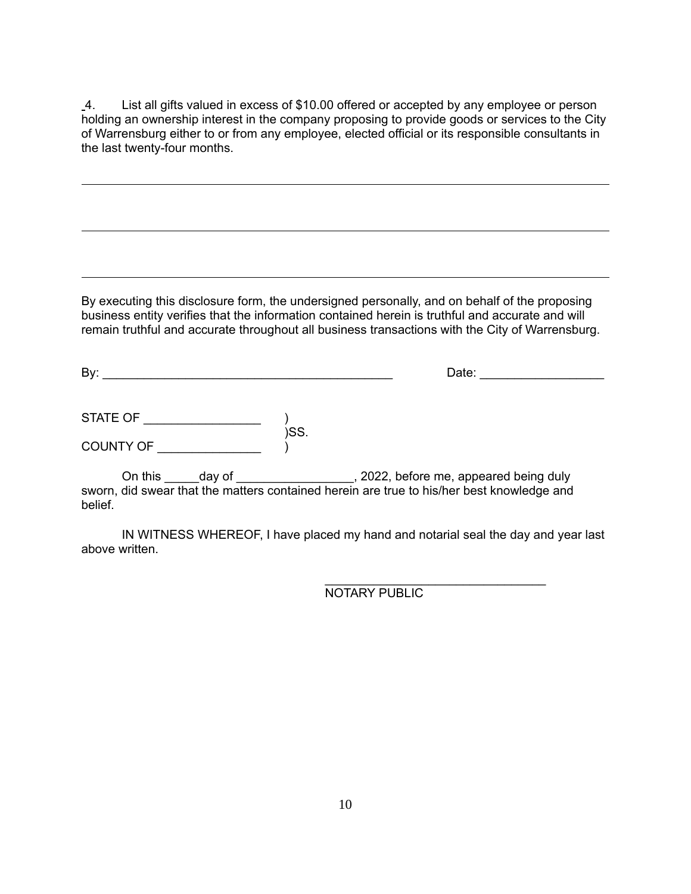4. List all gifts valued in excess of $10.00 offered or accepted by any employee or person holding an ownership interest in the company proposing to provide goods or services to the City of Warrensburg either to or from any employee, elected official or its responsible consultants in the last twenty-four months.

_______________________________________________________________________________

_______________________________________________________________________________

_______________________________________________________________________________

By executing this disclosure form, the undersigned personally, and on behalf of the proposing business entity verifies that the information contained herein is truthful and accurate and will remain truthful and accurate throughout all business transactions with the City of Warrensburg.

By: __________________________________________ Date: __________________

STATE OF _________________ )
)SS.
COUNTY OF _______________ )

On this _____day of _________________, 2022, before me, appeared being duly sworn, did swear that the matters contained herein are true to his/her best knowledge and belief.

IN WITNESS WHEREOF, I have placed my hand and notarial seal the day and year last above written.

________________________________
NOTARY PUBLIC